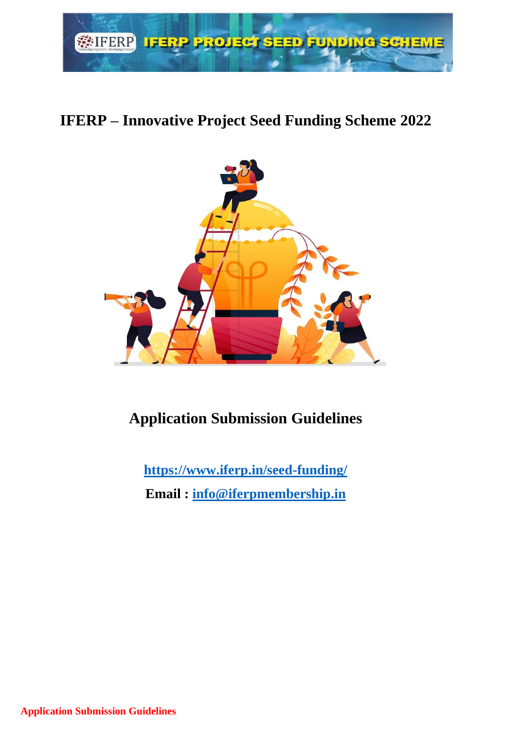# IFERP – Innovative Project Seed Funding Scheme 2022

## Application Submission Guidelines

**https://www.iferp.in/seed-funding/**

**Email : info@iferpmembership.in**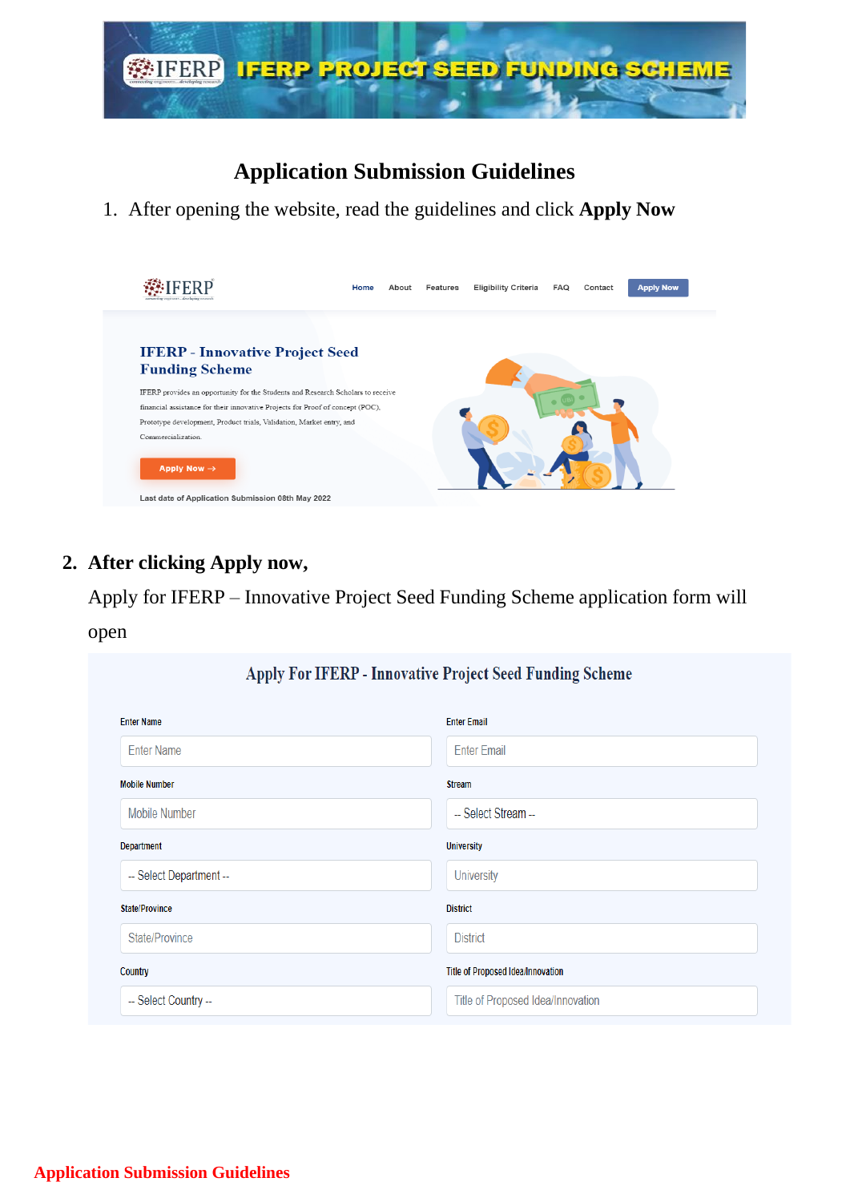# Application Submission Guidelines

1. After opening the website, read the guidelines and click **Apply Now**

2. **After clicking Apply now,**

   Apply for IFERP – Innovative Project Seed Funding Scheme application form will open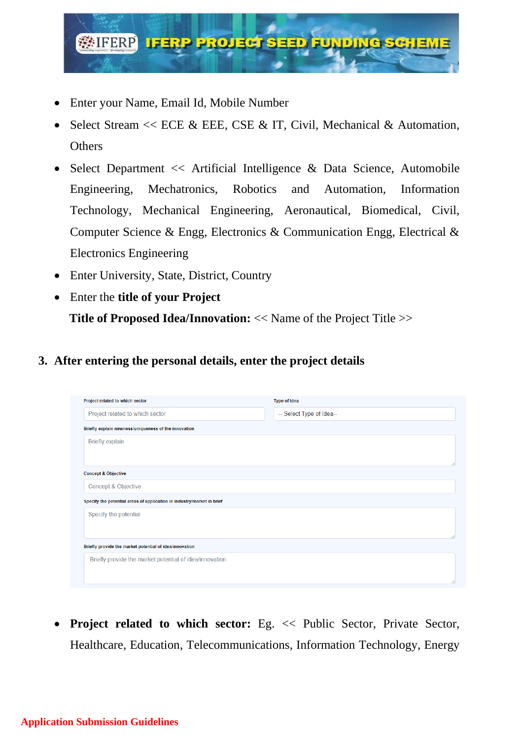- Enter your Name, Email Id, Mobile Number
- Select Stream << ECE & EEE, CSE & IT, Civil, Mechanical & Automation, Others
- Select Department << Artificial Intelligence & Data Science, Automobile Engineering, Mechatronics, Robotics and Automation, Information Technology, Mechanical Engineering, Aeronautical, Biomedical, Civil, Computer Science & Engg, Electronics & Communication Engg, Electrical & Electronics Engineering
- Enter University, State, District, Country
- Enter the **title of your Project**

  **Title of Proposed Idea/Innovation:** << Name of the Project Title >>

### 3. After entering the personal details, enter the project details

Project related to which sector

Project related to which sector

Type of Idea

-- Select Type of Idea--

Briefly explain newness/uniqueness of the innovation

Briefly explain

Concept & Objective

Concept & Objective

Specify the potential areas of application in industry/market in brief

Specify the potential

Briefly provide the market potential of idea/innovation

Briefly provide the market potential of idea/innovation

- **Project related to which sector:** Eg. << Public Sector, Private Sector, Healthcare, Education, Telecommunications, Information Technology, Energy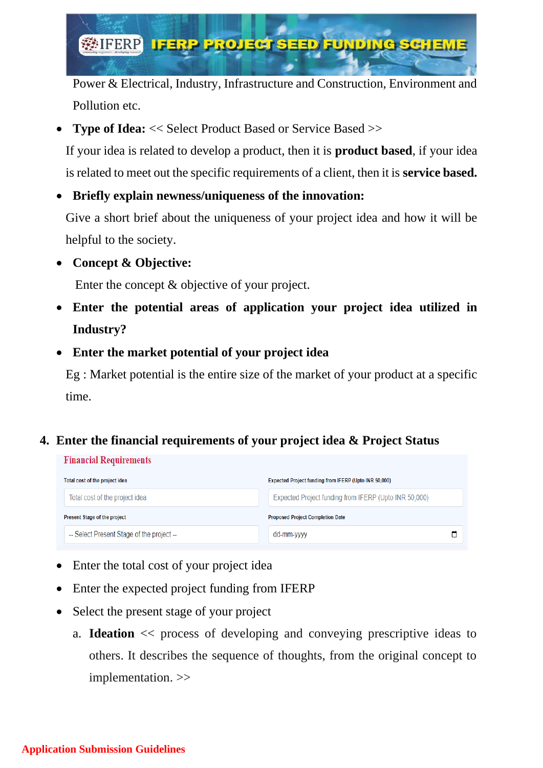Power & Electrical, Industry, Infrastructure and Construction, Environment and Pollution etc.

- **Type of Idea:** << Select Product Based or Service Based >>

  If your idea is related to develop a product, then it is **product based**, if your idea is related to meet out the specific requirements of a client, then it is **service based.**

- **Briefly explain newness/uniqueness of the innovation:**

  Give a short brief about the uniqueness of your project idea and how it will be helpful to the society.

- **Concept & Objective:**

  Enter the concept & objective of your project.

- **Enter the potential areas of application your project idea utilized in Industry?**

- **Enter the market potential of your project idea**

  Eg : Market potential is the entire size of the market of your product at a specific time.

**4. Enter the financial requirements of your project idea & Project Status**

**Financial Requirements**

| Total cost of the project idea | Expected Project funding from IFERP (Upto INR 50,000) |
|---|---|
| Total cost of the project idea | Expected Project funding from IFERP (Upto INR 50,000) |
| **Present Stage of the project** | **Proposed Project Completion Date** |
| -- Select Present Stage of the project -- | dd-mm-yyyy |

- Enter the total cost of your project idea
- Enter the expected project funding from IFERP
- Select the present stage of your project

  a. **Ideation** << process of developing and conveying prescriptive ideas to others. It describes the sequence of thoughts, from the original concept to implementation. >>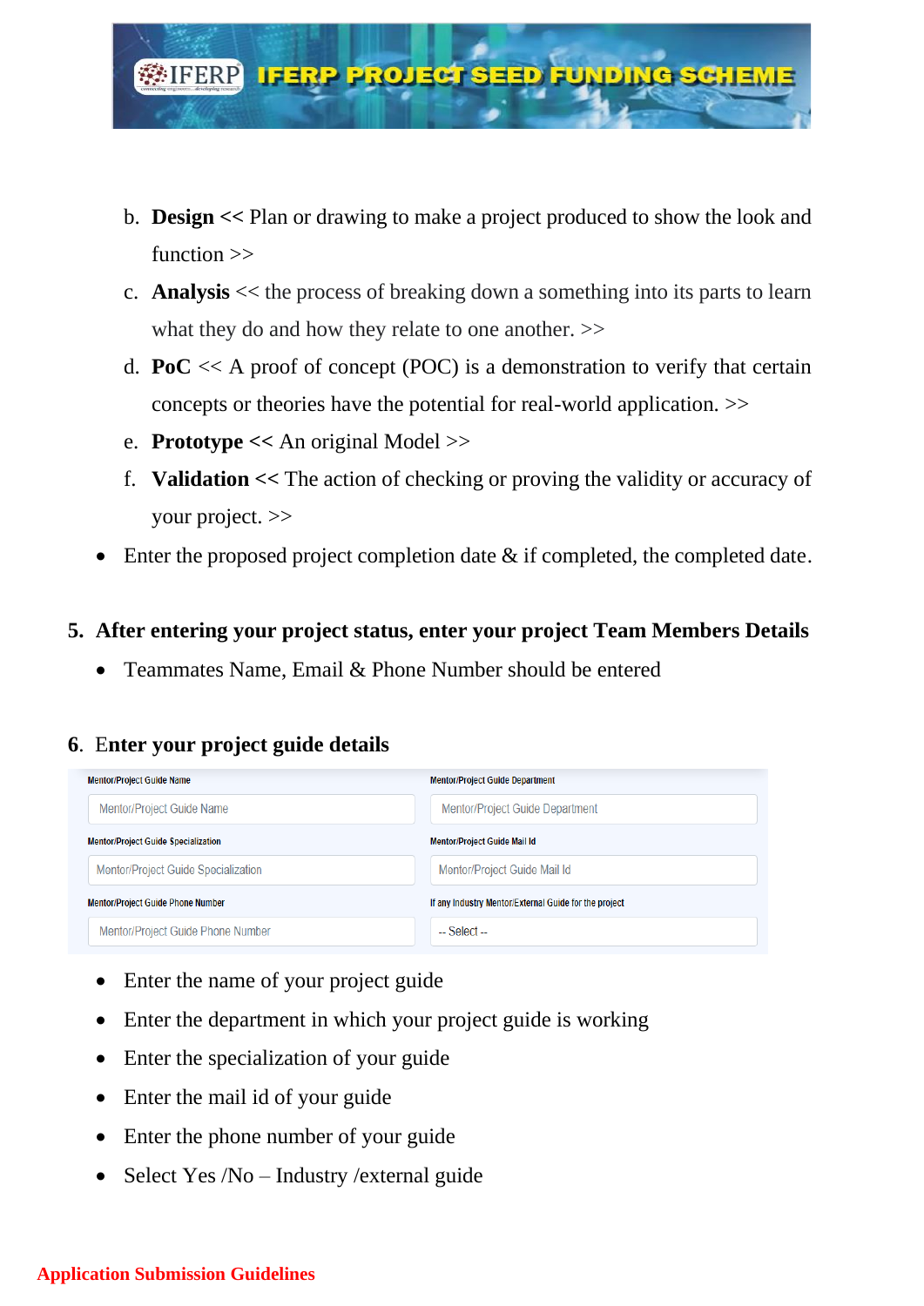b. **Design <<** Plan or drawing to make a project produced to show the look and function >>
c. **Analysis** << the process of breaking down a something into its parts to learn what they do and how they relate to one another. >>
d. **PoC** << A proof of concept (POC) is a demonstration to verify that certain concepts or theories have the potential for real-world application. >>
e. **Prototype <<** An original Model >>
f. **Validation <<** The action of checking or proving the validity or accuracy of your project. >>

- Enter the proposed project completion date & if completed, the completed date.

**5. After entering your project status, enter your project Team Members Details**

- Teammates Name, Email & Phone Number should be entered

**6. Enter your project guide details**

| Mentor/Project Guide Name | Mentor/Project Guide Department |
|---|---|
| Mentor/Project Guide Name | Mentor/Project Guide Department |
| **Mentor/Project Guide Specialization** | **Mentor/Project Guide Mail Id** |
| Mentor/Project Guide Specialization | Mentor/Project Guide Mail Id |
| **Mentor/Project Guide Phone Number** | **If any Industry Mentor/External Guide for the project** |
| Mentor/Project Guide Phone Number | -- Select -- |

- Enter the name of your project guide
- Enter the department in which your project guide is working
- Enter the specialization of your guide
- Enter the mail id of your guide
- Enter the phone number of your guide
- Select Yes /No – Industry /external guide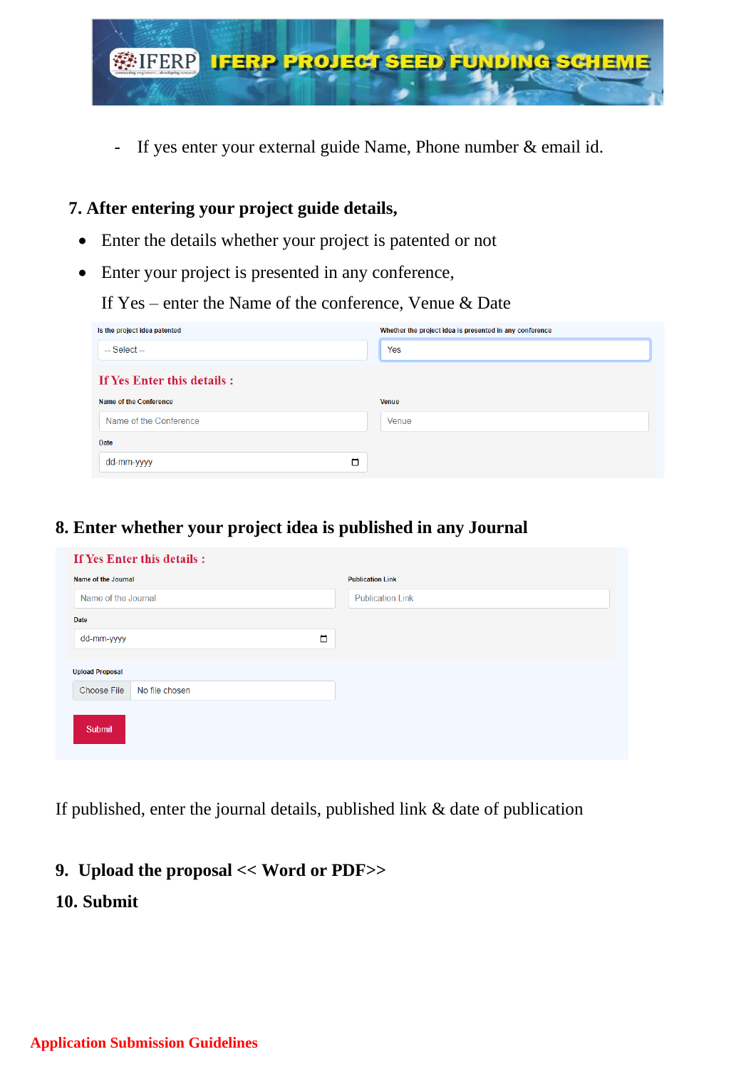- If yes enter your external guide Name, Phone number & email id.

**7. After entering your project guide details,**

- Enter the details whether your project is patented or not
- Enter your project is presented in any conference,

  If Yes – enter the Name of the conference, Venue & Date

Is the project idea patented

-- Select --

Whether the project idea is presented in any conference

Yes

**If Yes Enter this details :**

Name of the Conference

Name of the Conference

Venue

Venue

Date

dd-mm-yyyy

**8. Enter whether your project idea is published in any Journal**

**If Yes Enter this details :**

Name of the Journal

Name of the Journal

Publication Link

Publication Link

Date

dd-mm-yyyy

Upload Proposal

Choose File No file chosen

Submit

If published, enter the journal details, published link & date of publication

**9. Upload the proposal << Word or PDF>>**

**10. Submit**

**Application Submission Guidelines**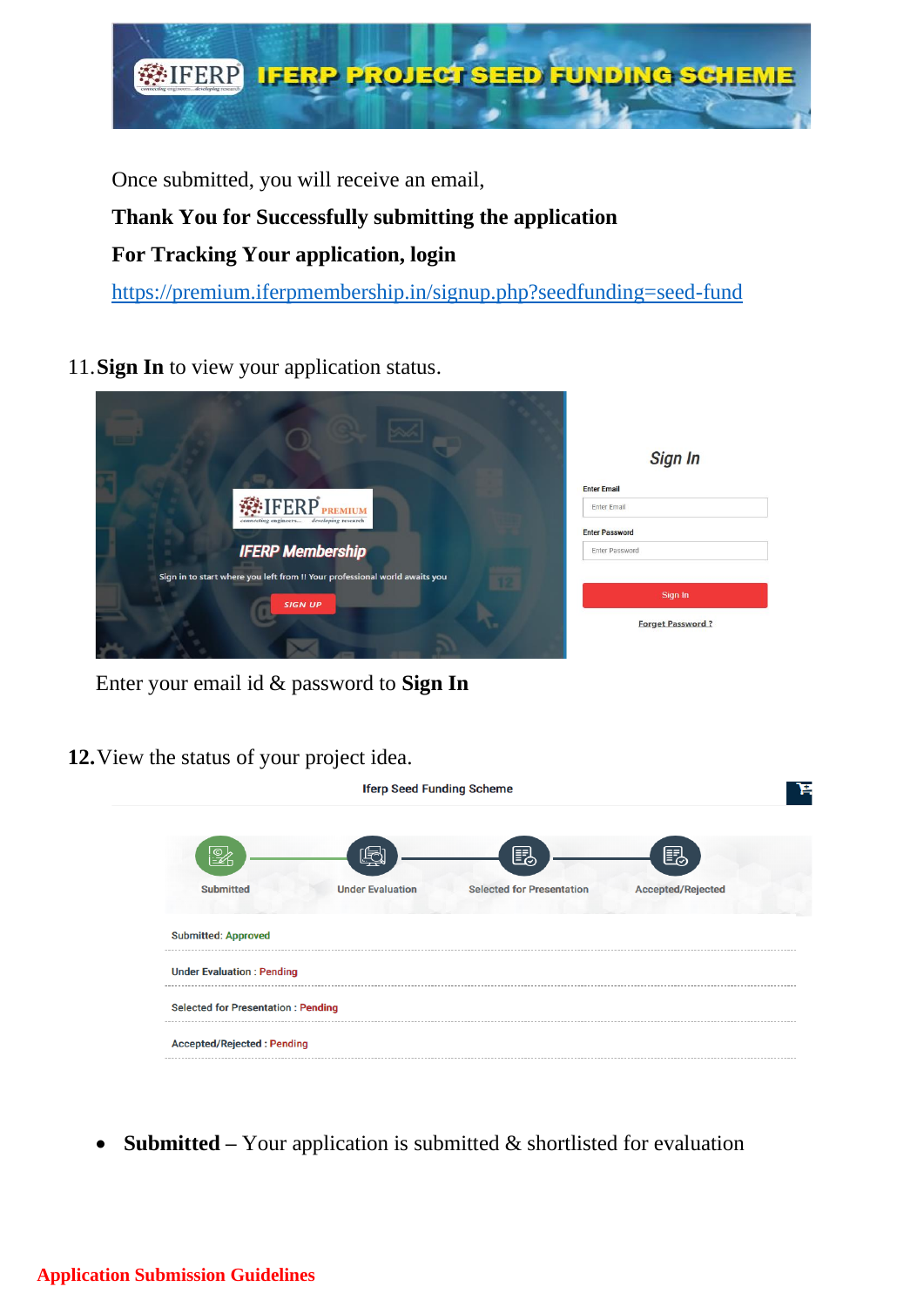Once submitted, you will receive an email,

**Thank You for Successfully submitting the application**

**For Tracking Your application, login**

https://premium.iferpmembership.in/signup.php?seedfunding=seed-fund

11. **Sign In** to view your application status.

Enter your email id & password to **Sign In**

12. View the status of your project idea.

- **Submitted** – Your application is submitted & shortlisted for evaluation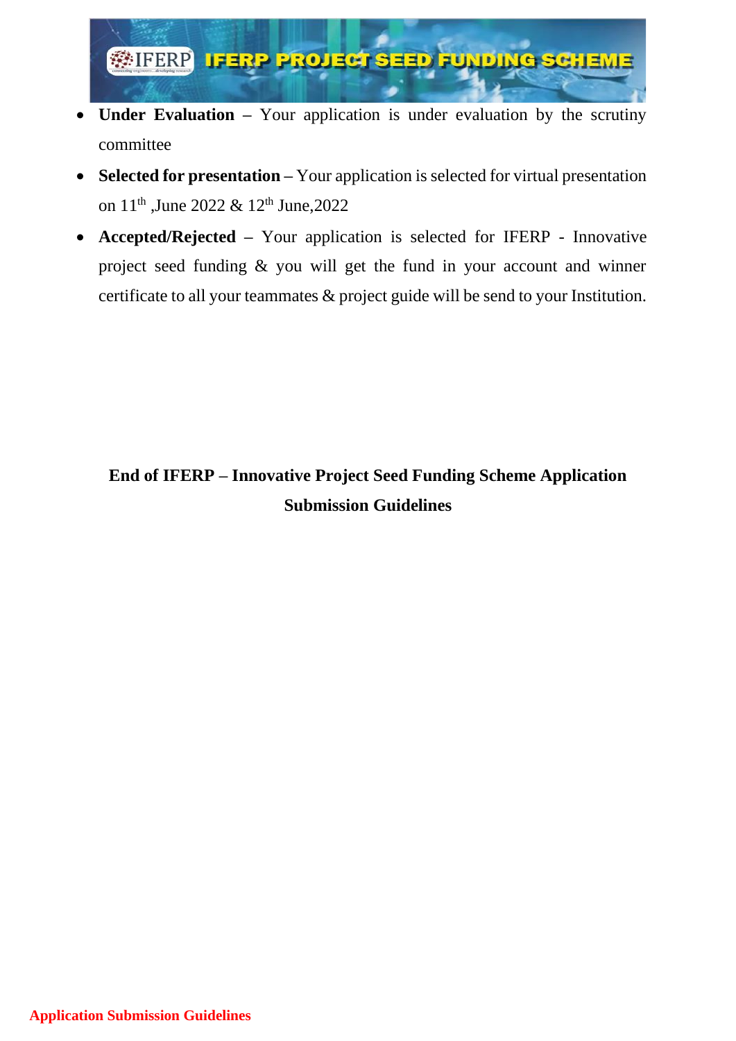- **Under Evaluation** – Your application is under evaluation by the scrutiny committee
- **Selected for presentation –** Your application is selected for virtual presentation on $11^{th}$ ,June 2022 & $12^{th}$ June,2022
- **Accepted/Rejected** – Your application is selected for IFERP - Innovative project seed funding & you will get the fund in your account and winner certificate to all your teammates & project guide will be send to your Institution.

**End of IFERP – Innovative Project Seed Funding Scheme Application Submission Guidelines**